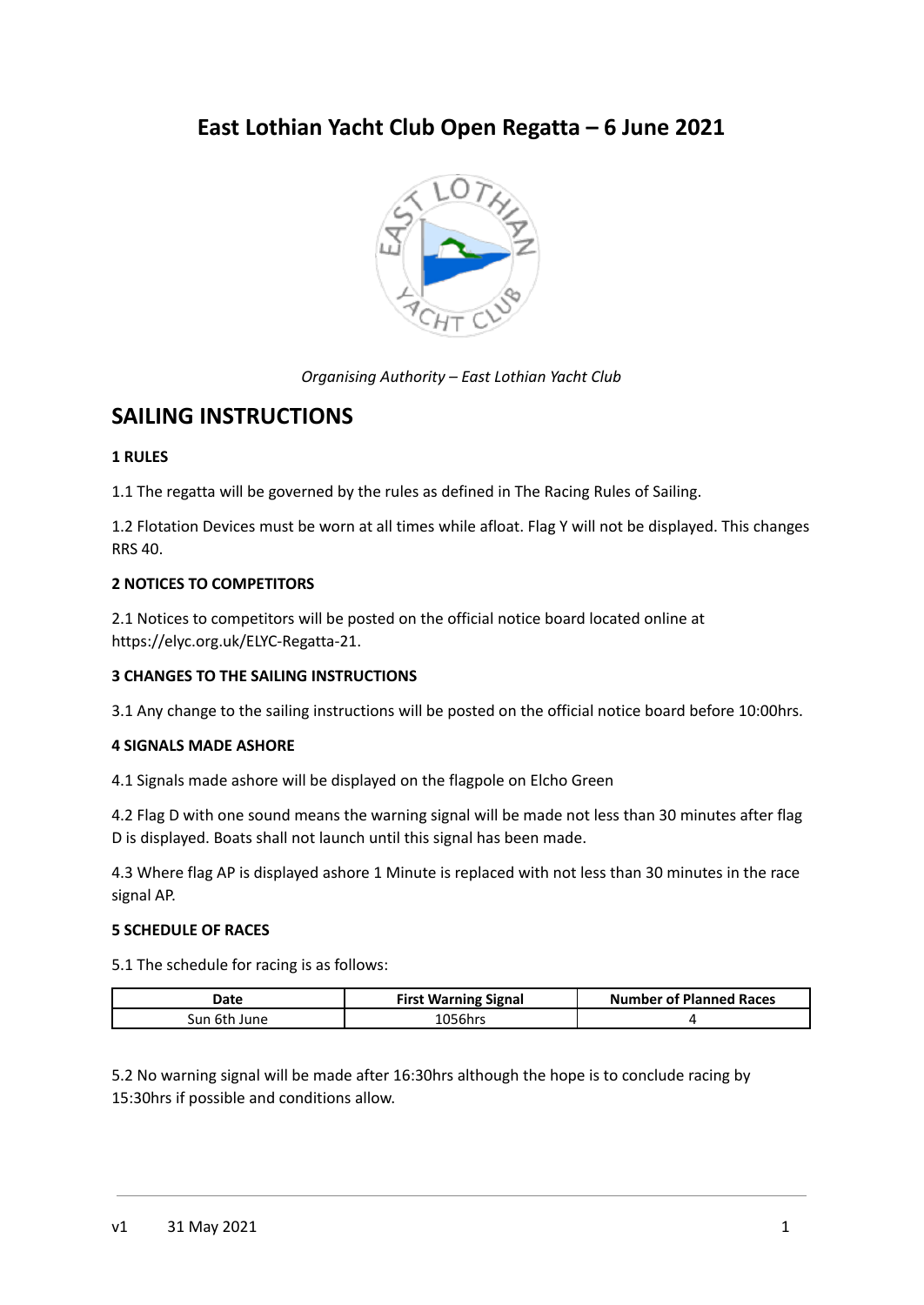# East Lothian Yacht Club Open Regatta – 6 June 2021

*Organising Authority – East Lothian Yacht Club*

## SAILING INSTRUCTIONS

**1 RULES**

1.1 The regatta will be governed by the rules as defined in The Racing Rules of Sailing.

1.2 Flotation Devices must be worn at all times while afloat. Flag Y will not be displayed. This changes RRS 40.

**2 NOTICES TO COMPETITORS**

2.1 Notices to competitors will be posted on the official notice board located online at https://elyc.org.uk/ELYC-Regatta-21.

**3 CHANGES TO THE SAILING INSTRUCTIONS**

3.1 Any change to the sailing instructions will be posted on the official notice board before 10:00hrs.

**4 SIGNALS MADE ASHORE**

4.1 Signals made ashore will be displayed on the flagpole on Elcho Green

4.2 Flag D with one sound means the warning signal will be made not less than 30 minutes after flag D is displayed. Boats shall not launch until this signal has been made.

4.3 Where flag AP is displayed ashore 1 Minute is replaced with not less than 30 minutes in the race signal AP.

**5 SCHEDULE OF RACES**

5.1 The schedule for racing is as follows:

| Date | First Warning Signal | Number of Planned Races |
|---|---|---|
| Sun 6th June | 1056hrs | 4 |

5.2 No warning signal will be made after 16:30hrs although the hope is to conclude racing by 15:30hrs if possible and conditions allow.

v1 31 May 2021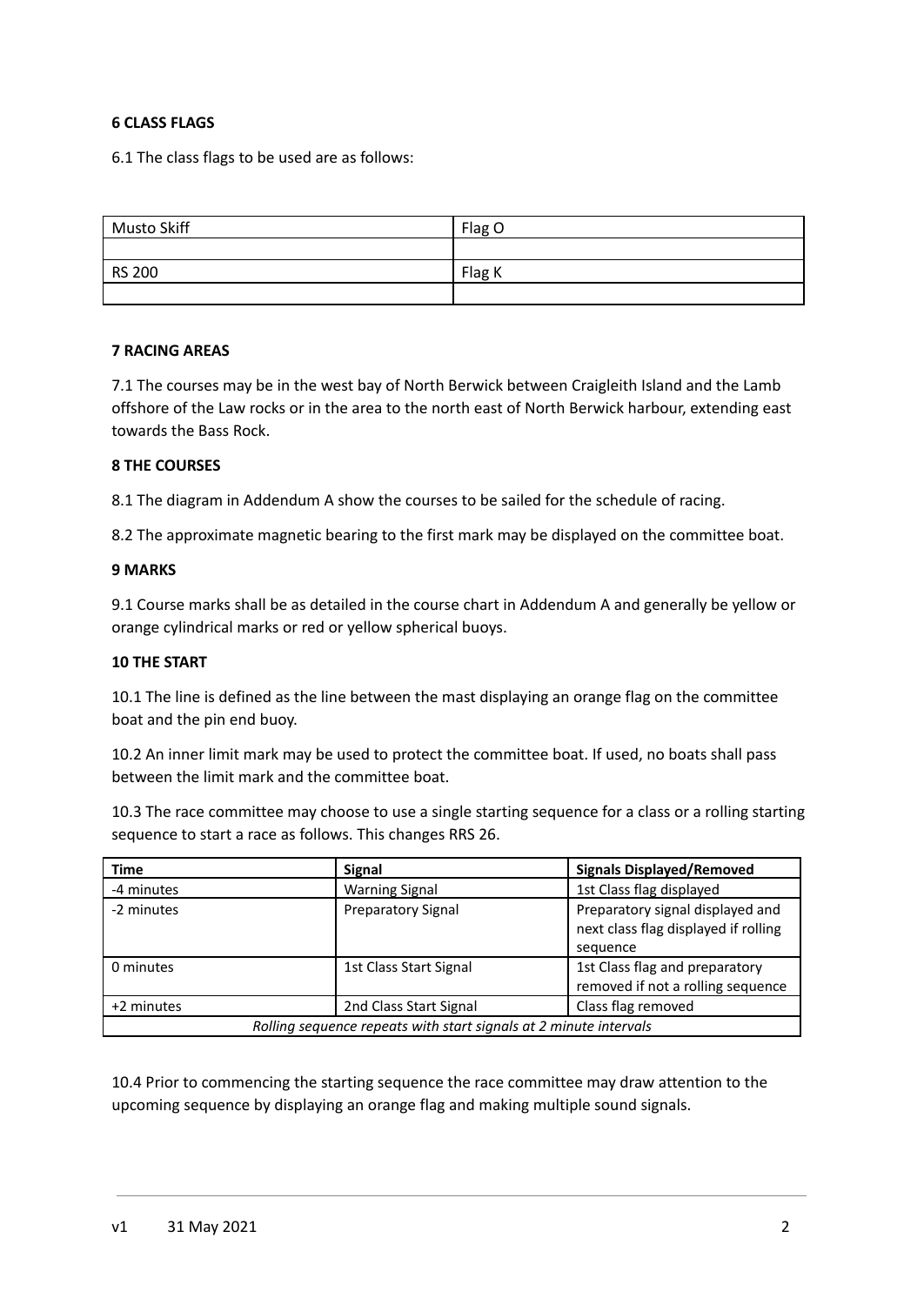**6 CLASS FLAGS**

6.1 The class flags to be used are as follows:

| Musto Skiff | Flag O |
|---|---|
| | |
| RS 200 | Flag K |
| | |

**7 RACING AREAS**

7.1 The courses may be in the west bay of North Berwick between Craigleith Island and the Lamb offshore of the Law rocks or in the area to the north east of North Berwick harbour, extending east towards the Bass Rock.

**8 THE COURSES**

8.1 The diagram in Addendum A show the courses to be sailed for the schedule of racing.

8.2 The approximate magnetic bearing to the first mark may be displayed on the committee boat.

**9 MARKS**

9.1 Course marks shall be as detailed in the course chart in Addendum A and generally be yellow or orange cylindrical marks or red or yellow spherical buoys.

**10 THE START**

10.1 The line is defined as the line between the mast displaying an orange flag on the committee boat and the pin end buoy.

10.2 An inner limit mark may be used to protect the committee boat. If used, no boats shall pass between the limit mark and the committee boat.

10.3 The race committee may choose to use a single starting sequence for a class or a rolling starting sequence to start a race as follows. This changes RRS 26.

| Time | Signal | Signals Displayed/Removed |
|---|---|---|
| -4 minutes | Warning Signal | 1st Class flag displayed |
| -2 minutes | Preparatory Signal | Preparatory signal displayed and next class flag displayed if rolling sequence |
| 0 minutes | 1st Class Start Signal | 1st Class flag and preparatory removed if not a rolling sequence |
| +2 minutes | 2nd Class Start Signal | Class flag removed |
| *Rolling sequence repeats with start signals at 2 minute intervals* | | |

10.4 Prior to commencing the starting sequence the race committee may draw attention to the upcoming sequence by displaying an orange flag and making multiple sound signals.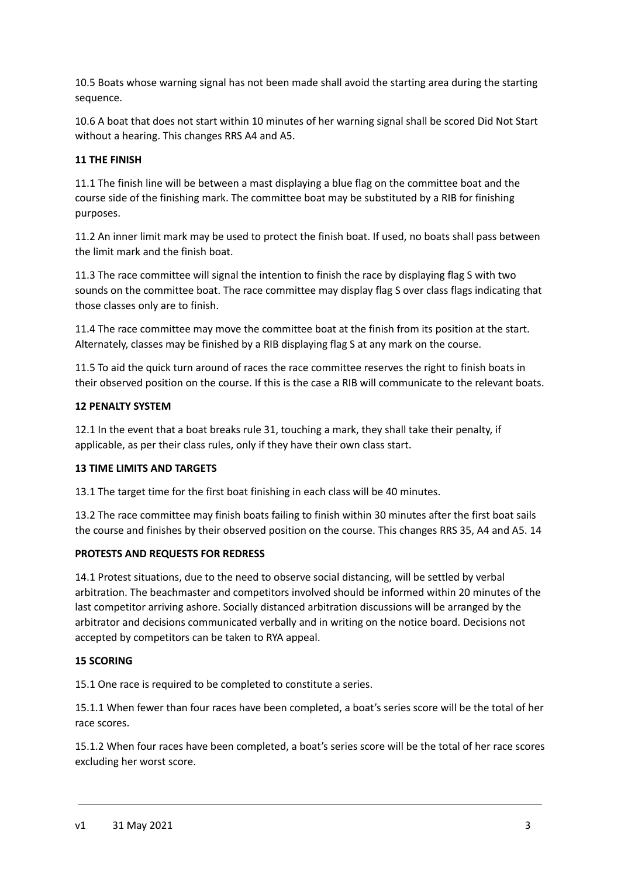10.5 Boats whose warning signal has not been made shall avoid the starting area during the starting sequence.

10.6 A boat that does not start within 10 minutes of her warning signal shall be scored Did Not Start without a hearing. This changes RRS A4 and A5.

**11 THE FINISH**

11.1 The finish line will be between a mast displaying a blue flag on the committee boat and the course side of the finishing mark. The committee boat may be substituted by a RIB for finishing purposes.

11.2 An inner limit mark may be used to protect the finish boat. If used, no boats shall pass between the limit mark and the finish boat.

11.3 The race committee will signal the intention to finish the race by displaying flag S with two sounds on the committee boat. The race committee may display flag S over class flags indicating that those classes only are to finish.

11.4 The race committee may move the committee boat at the finish from its position at the start. Alternately, classes may be finished by a RIB displaying flag S at any mark on the course.

11.5 To aid the quick turn around of races the race committee reserves the right to finish boats in their observed position on the course. If this is the case a RIB will communicate to the relevant boats.

**12 PENALTY SYSTEM**

12.1 In the event that a boat breaks rule 31, touching a mark, they shall take their penalty, if applicable, as per their class rules, only if they have their own class start.

**13 TIME LIMITS AND TARGETS**

13.1 The target time for the first boat finishing in each class will be 40 minutes.

13.2 The race committee may finish boats failing to finish within 30 minutes after the first boat sails the course and finishes by their observed position on the course. This changes RRS 35, A4 and A5. 14

**PROTESTS AND REQUESTS FOR REDRESS**

14.1 Protest situations, due to the need to observe social distancing, will be settled by verbal arbitration. The beachmaster and competitors involved should be informed within 20 minutes of the last competitor arriving ashore. Socially distanced arbitration discussions will be arranged by the arbitrator and decisions communicated verbally and in writing on the notice board. Decisions not accepted by competitors can be taken to RYA appeal.

**15 SCORING**

15.1 One race is required to be completed to constitute a series.

15.1.1 When fewer than four races have been completed, a boat's series score will be the total of her race scores.

15.1.2 When four races have been completed, a boat's series score will be the total of her race scores excluding her worst score.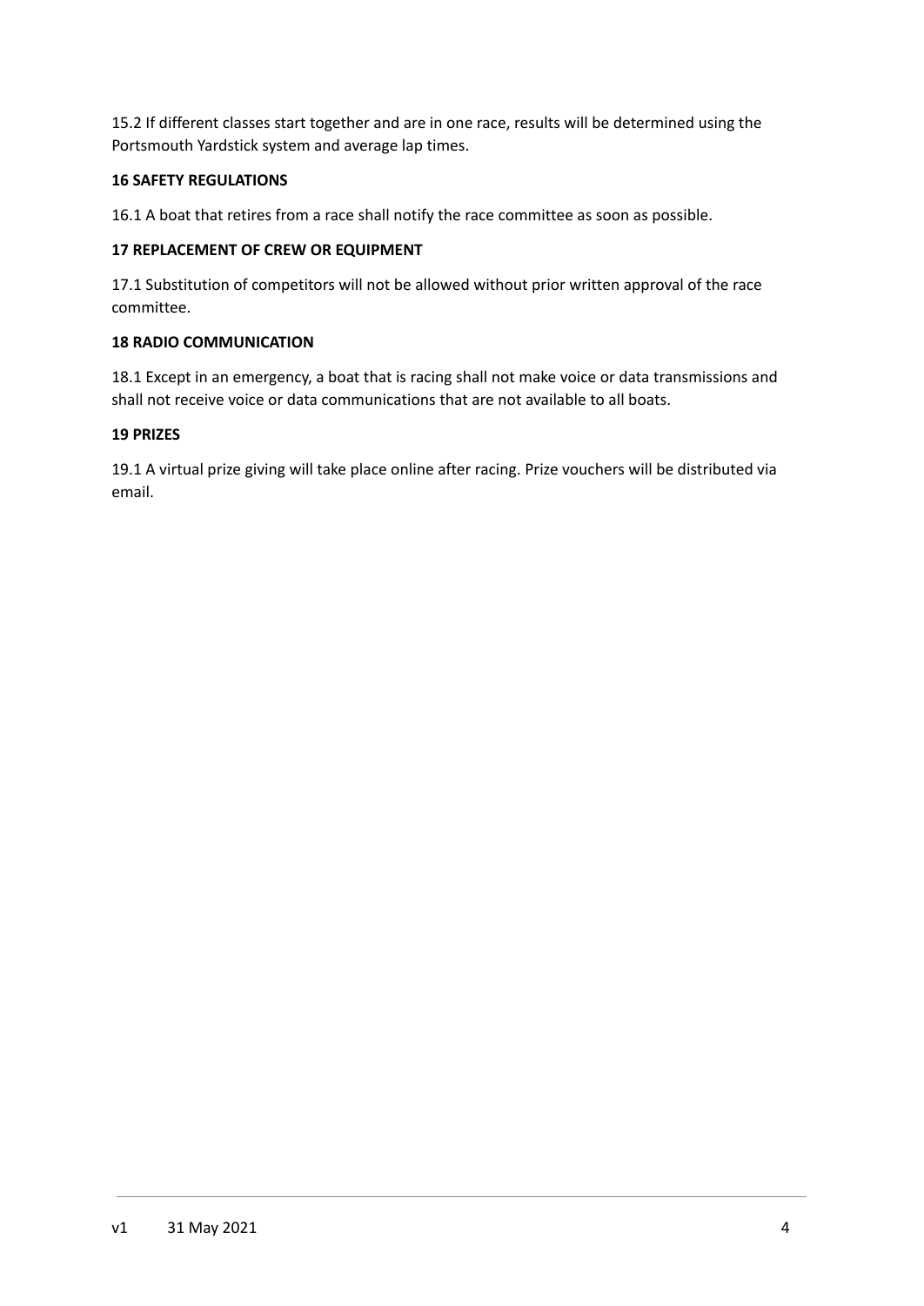15.2 If different classes start together and are in one race, results will be determined using the Portsmouth Yardstick system and average lap times.

**16 SAFETY REGULATIONS**

16.1 A boat that retires from a race shall notify the race committee as soon as possible.

**17 REPLACEMENT OF CREW OR EQUIPMENT**

17.1 Substitution of competitors will not be allowed without prior written approval of the race committee.

**18 RADIO COMMUNICATION**

18.1 Except in an emergency, a boat that is racing shall not make voice or data transmissions and shall not receive voice or data communications that are not available to all boats.

**19 PRIZES**

19.1 A virtual prize giving will take place online after racing. Prize vouchers will be distributed via email.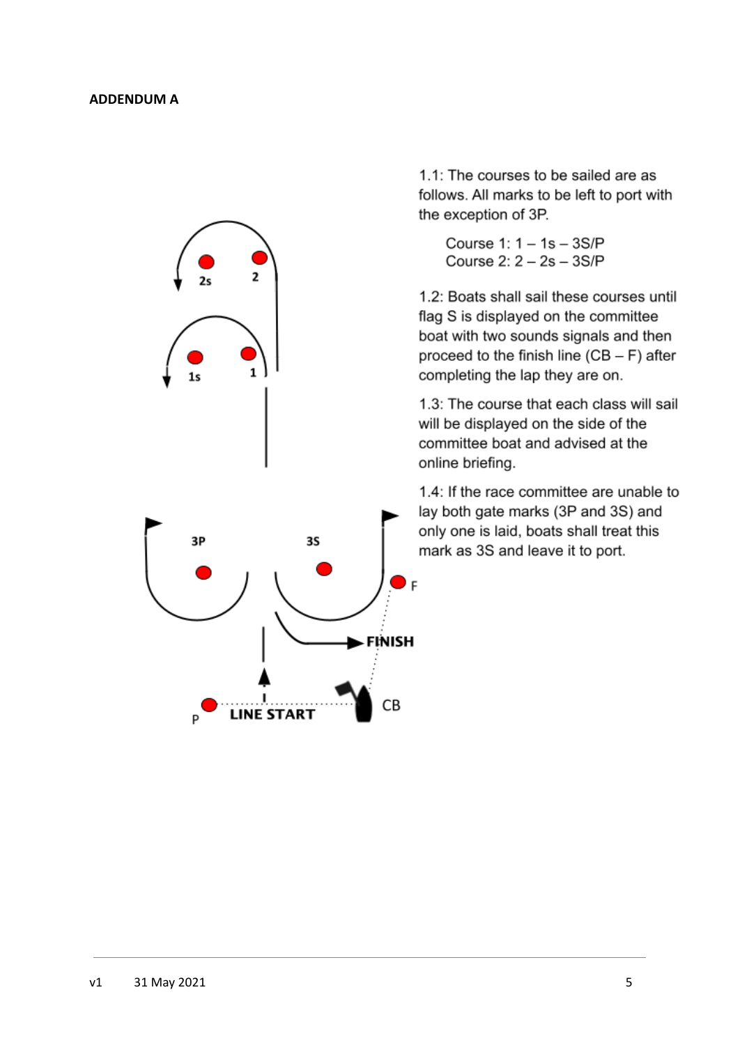**ADDENDUM A**

2s
2
1s
1
3P
3S
F
FINISH
P
LINE START
CB

1.1: The courses to be sailed are as follows. All marks to be left to port with the exception of 3P.

Course 1: 1 – 1s – 3S/P
Course 2: 2 – 2s – 3S/P

1.2: Boats shall sail these courses until flag S is displayed on the committee boat with two sounds signals and then proceed to the finish line (CB – F) after completing the lap they are on.

1.3: The course that each class will sail will be displayed on the side of the committee boat and advised at the online briefing.

1.4: If the race committee are unable to lay both gate marks (3P and 3S) and only one is laid, boats shall treat this mark as 3S and leave it to port.

v1 31 May 2021